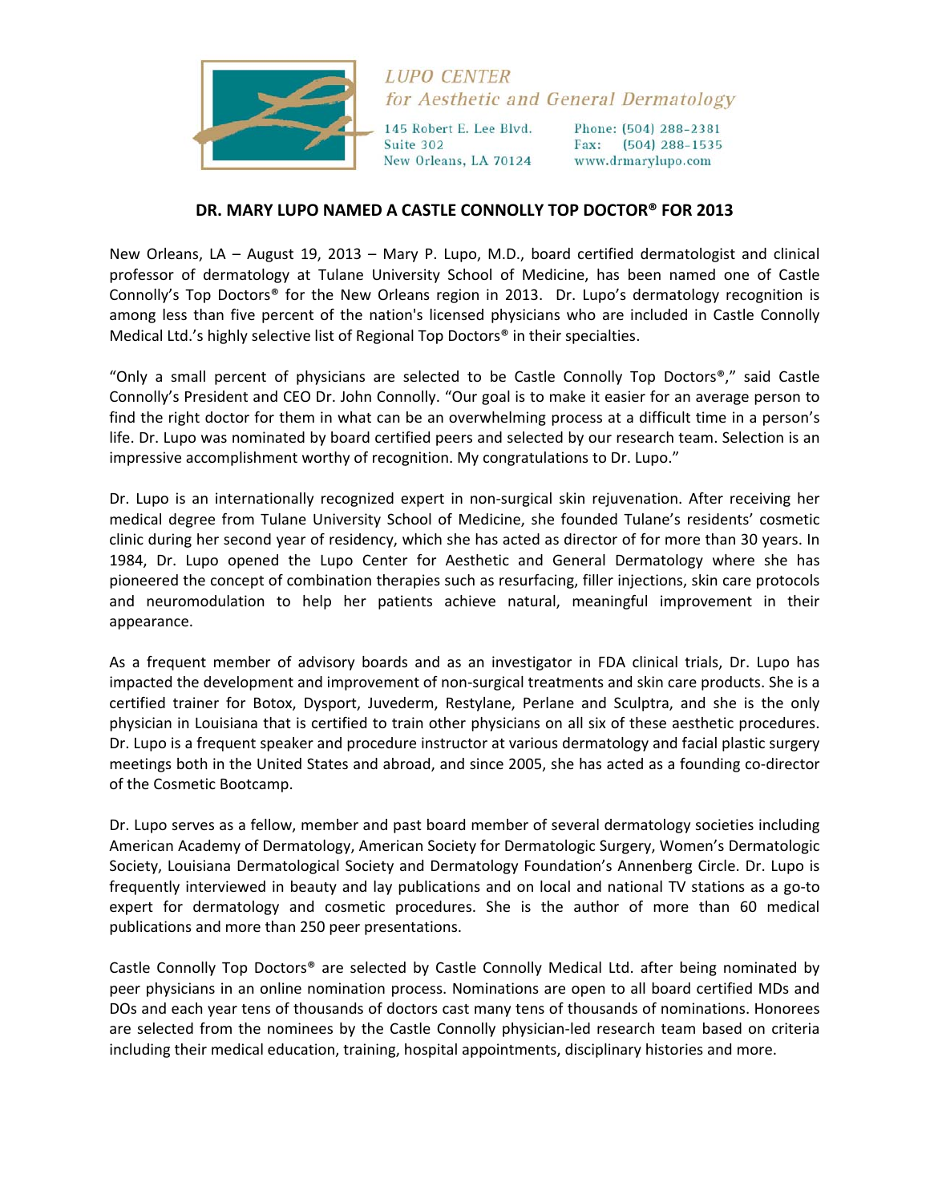LUPO CENTER
*for Aesthetic and General Dermatology*

145 Robert E. Lee Blvd.
Suite 302
New Orleans, LA 70124

Phone: (504) 288-2381
Fax: (504) 288-1535
www.drmarylupo.com

**DR. MARY LUPO NAMED A CASTLE CONNOLLY TOP DOCTOR® FOR 2013**

New Orleans, LA – August 19, 2013 – Mary P. Lupo, M.D., board certified dermatologist and clinical professor of dermatology at Tulane University School of Medicine, has been named one of Castle Connolly's Top Doctors® for the New Orleans region in 2013. Dr. Lupo's dermatology recognition is among less than five percent of the nation's licensed physicians who are included in Castle Connolly Medical Ltd.'s highly selective list of Regional Top Doctors® in their specialties.

"Only a small percent of physicians are selected to be Castle Connolly Top Doctors®," said Castle Connolly's President and CEO Dr. John Connolly. "Our goal is to make it easier for an average person to find the right doctor for them in what can be an overwhelming process at a difficult time in a person's life. Dr. Lupo was nominated by board certified peers and selected by our research team. Selection is an impressive accomplishment worthy of recognition. My congratulations to Dr. Lupo."

Dr. Lupo is an internationally recognized expert in non-surgical skin rejuvenation. After receiving her medical degree from Tulane University School of Medicine, she founded Tulane's residents' cosmetic clinic during her second year of residency, which she has acted as director of for more than 30 years. In 1984, Dr. Lupo opened the Lupo Center for Aesthetic and General Dermatology where she has pioneered the concept of combination therapies such as resurfacing, filler injections, skin care protocols and neuromodulation to help her patients achieve natural, meaningful improvement in their appearance.

As a frequent member of advisory boards and as an investigator in FDA clinical trials, Dr. Lupo has impacted the development and improvement of non-surgical treatments and skin care products. She is a certified trainer for Botox, Dysport, Juvederm, Restylane, Perlane and Sculptra, and she is the only physician in Louisiana that is certified to train other physicians on all six of these aesthetic procedures. Dr. Lupo is a frequent speaker and procedure instructor at various dermatology and facial plastic surgery meetings both in the United States and abroad, and since 2005, she has acted as a founding co-director of the Cosmetic Bootcamp.

Dr. Lupo serves as a fellow, member and past board member of several dermatology societies including American Academy of Dermatology, American Society for Dermatologic Surgery, Women's Dermatologic Society, Louisiana Dermatological Society and Dermatology Foundation's Annenberg Circle. Dr. Lupo is frequently interviewed in beauty and lay publications and on local and national TV stations as a go-to expert for dermatology and cosmetic procedures. She is the author of more than 60 medical publications and more than 250 peer presentations.

Castle Connolly Top Doctors® are selected by Castle Connolly Medical Ltd. after being nominated by peer physicians in an online nomination process. Nominations are open to all board certified MDs and DOs and each year tens of thousands of doctors cast many tens of thousands of nominations. Honorees are selected from the nominees by the Castle Connolly physician-led research team based on criteria including their medical education, training, hospital appointments, disciplinary histories and more.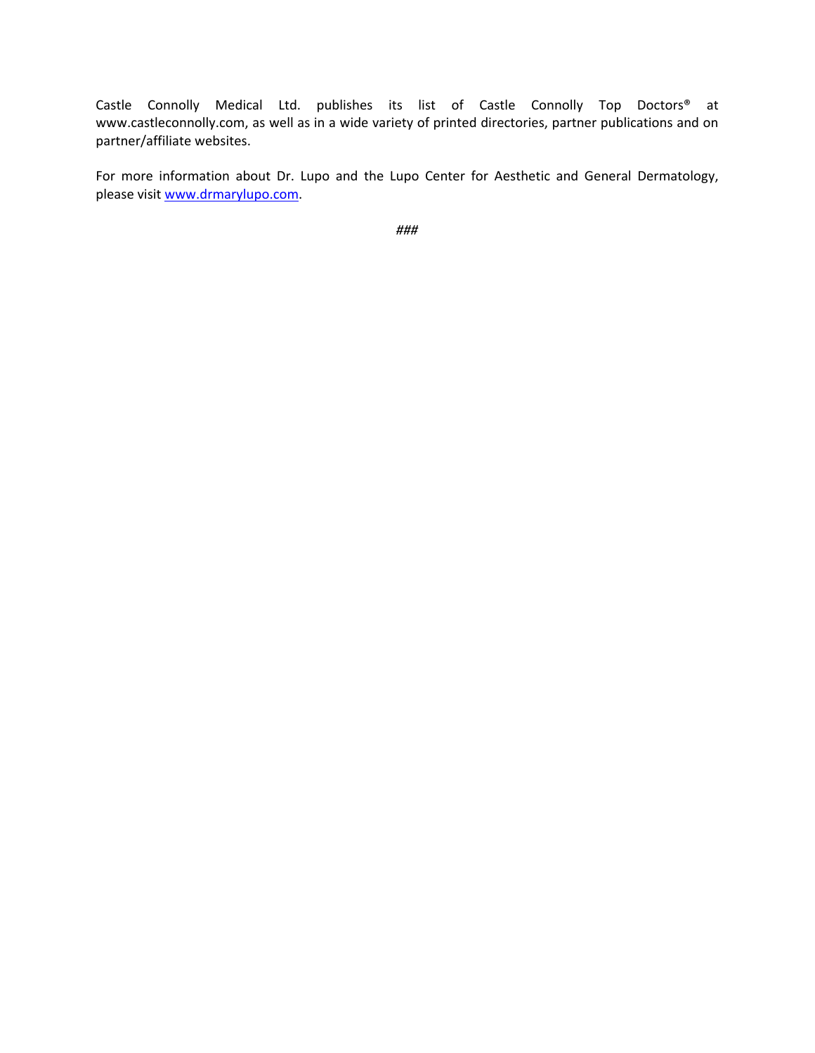Castle Connolly Medical Ltd. publishes its list of Castle Connolly Top Doctors® at www.castleconnolly.com, as well as in a wide variety of printed directories, partner publications and on partner/affiliate websites.

For more information about Dr. Lupo and the Lupo Center for Aesthetic and General Dermatology, please visit [www.drmarylupo.com](http://www.drmarylupo.com).

###